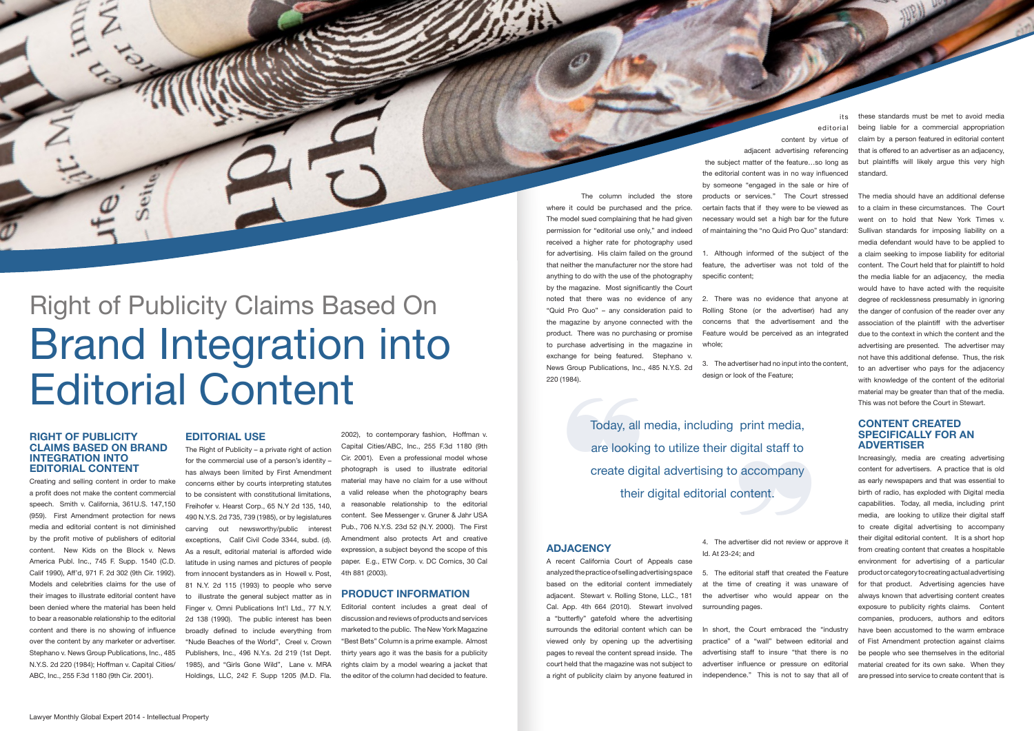# Right of Publicity Claims Based On Brand Integration into Editorial Content

## RIGHT OF PUBLICITY CLAIMS BASED ON BRAND INTEGRATION INTO EDITORIAL CONTENT

Creating and selling content in order to make a profit does not make the content commercial speech. Smith v. California, 361U.S. 147,150 (959). First Amendment protection for news media and editorial content is not diminished by the profit motive of publishers of editorial content. New Kids on the Block v. News America Publ. Inc., 745 F. Supp. 1540 (C.D. Calif 1990), Aff'd, 971 F. 2d 302 (9th Cir. 1992). Models and celebrities claims for the use of their images to illustrate editorial content have been denied where the material has been held to bear a reasonable relationship to the editorial content and there is no showing of influence over the content by any marketer or advertiser. Stephano v. News Group Publications, Inc., 485 N.Y.S. 2d 220 (1984); Hoffman v. Capital Cities/ ABC, Inc., 255 F.3d 1180 (9th Cir. 2001).

## EDITORIAL USE

The Right of Publicity – a private right of action for the commercial use of a person's identity – has always been limited by First Amendment concerns either by courts interpreting statutes to be consistent with constitutional limitations, Freihofer v. Hearst Corp., 65 N.Y 2d 135, 140, 490 N.Y.S. 2d 735, 739 (1985), or by legislatures carving out newsworthy/public interest exceptions, Calif Civil Code 3344, subd. (d). As a result, editorial material is afforded wide latitude in using names and pictures of people from innocent bystanders as in Howell v. Post, 81 N.Y. 2d 115 (1993) to people who serve to illustrate the general subject matter as in Finger v. Omni Publications Int'l Ltd., 77 N.Y. 2d 138 (1990). The public interest has been broadly defined to include everything from "Nude Beaches of the World", Creel v. Crown Publishers, Inc., 496 N.Y.s. 2d 219 (1st Dept. 1985), and "Girls Gone Wild", Lane v. MRA Holdings, LLC, 242 F. Supp 1205 (M.D. Fla. 2002), to contemporary fashion, Hoffman v. Capital Cities/ABC, Inc., 255 F.3d 1180 (9th Cir. 2001). Even a professional model whose photograph is used to illustrate editorial material may have no claim for a use without a valid release when the photography bears a reasonable relationship to the editorial content. See Messenger v. Gruner & Jahr USA Pub., 706 N.Y.S. 23d 52 (N.Y. 2000). The First Amendment also protects Art and creative expression, a subject beyond the scope of this paper. E.g., ETW Corp. v. DC Comics, 30 Cal 4th 881 (2003).

## PRODUCT INFORMATION

Editorial content includes a great deal of discussion and reviews of products and services marketed to the public. The New York Magazine "Best Bets" Column is a prime example. Almost thirty years ago it was the basis for a publicity rights claim by a model wearing a jacket that the editor of the column had decided to feature. The column included the store where it could be purchased and the price. The model sued complaining that he had given permission for "editorial use only," and indeed received a higher rate for photography used for advertising. His claim failed on the ground that neither the manufacturer nor the store had anything to do with the use of the photography by the magazine. Most significantly the Court noted that there was no evidence of any "Quid Pro Quo" – any consideration paid to the magazine by anyone connected with the product. There was no purchasing or promise to purchase advertising in the magazine in exchange for being featured. Stephano v. News Group Publications, Inc., 485 N.Y.S. 2d 220 (1984).

## ADJACENCY

A recent California Court of Appeals case analyzed the practice of selling advertising space based on the editorial content immediately adjacent. Stewart v. Rolling Stone, LLC., 181 Cal. App. 4th 664 (2010). Stewart involved a "butterfly" gatefold where the advertising surrounds the editorial content which can be viewed only by opening up the advertising pages to reveal the content spread inside. The court held that the magazine was not subject to a right of publicity claim by anyone featured in its editorial content by virtue of adjacent advertising referencing the subject matter of the feature…so long as the editorial content was in no way influenced by someone "engaged in the sale or hire of products or services." The Court stressed certain facts that if they were to be viewed as necessary would set a high bar for the future of maintaining the "no Quid Pro Quo" standard:

1. Although informed of the subject of the feature, the advertiser was not told of the specific content;
2. There was no evidence that anyone at Rolling Stone (or the advertiser) had any concerns that the advertisement and the Feature would be perceived as an integrated whole;
3. The advertiser had no input into the content, design or look of the Feature;
4. The advertiser did not review or approve it Id. At 23-24; and
5. The editorial staff that created the Feature at the time of creating it was unaware of the advertiser who would appear on the surrounding pages.

In short, the Court embraced the "industry practice" of a "wall" between editorial and advertising staff to insure "that there is no advertiser influence or pressure on editorial independence." This is not to say that all of these standards must be met to avoid media being liable for a commercial appropriation claim by a person featured in editorial content that is offered to an advertiser as an adjacency, but plaintiffs will likely argue this very high standard.

The media should have an additional defense to a claim in these circumstances. The Court went on to hold that New York Times v. Sullivan standards for imposing liability on a media defendant would have to be applied to a claim seeking to impose liability for editorial content. The Court held that for plaintiff to hold the media liable for an adjacency, the media would have to have acted with the requisite degree of recklessness presumably in ignoring the danger of confusion of the reader over any association of the plaintiff with the advertiser due to the context in which the content and the advertising are presented. The advertiser may not have this additional defense. Thus, the risk to an advertiser who pays for the adjacency with knowledge of the content of the editorial material may be greater than that of the media. This was not before the Court in Stewart.

> Today, all media, including print media, are looking to utilize their digital staff to create digital advertising to accompany their digital editorial content.

## CONTENT CREATED SPECIFICALLY FOR AN ADVERTISER

Increasingly, media are creating advertising content for advertisers. A practice that is old as early newspapers and that was essential to birth of radio, has exploded with Digital media capabilities. Today, all media, including print media, are looking to utilize their digital staff to create digital advertising to accompany their digital editorial content. It is a short hop from creating content that creates a hospitable environment for advertising of a particular product or category to creating actual advertising for that product. Advertising agencies have always known that advertising content creates exposure to publicity rights claims. Content companies, producers, authors and editors have been accustomed to the warm embrace of First Amendment protection against claims be people who see themselves in the editorial material created for its own sake. When they are pressed into service to create content that is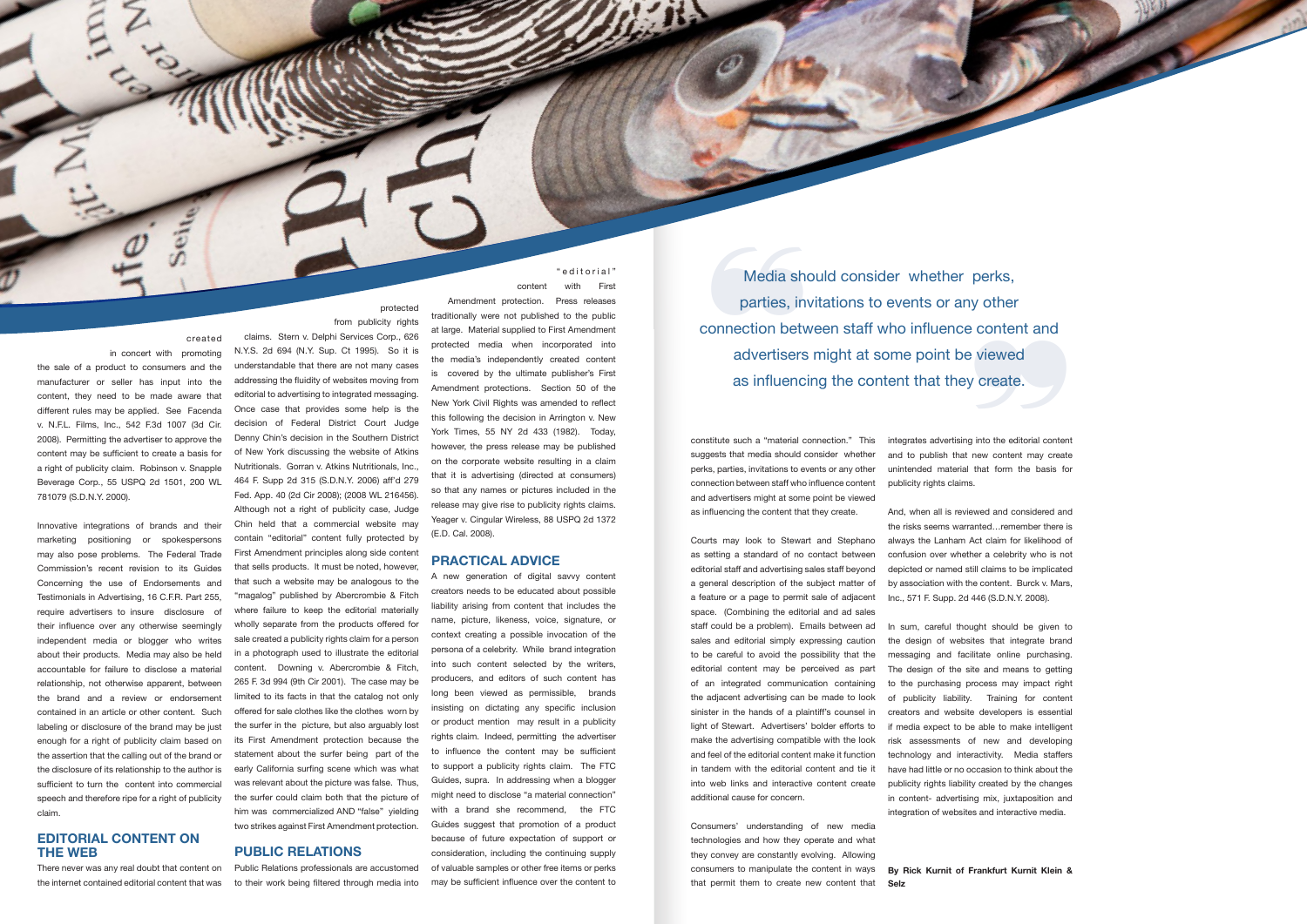created in concert with promoting the sale of a product to consumers and the manufacturer or seller has input into the content, they need to be made aware that different rules may be applied. See Facenda v. N.F.L. Films, Inc., 542 F.3d 1007 (3d Cir. 2008). Permitting the advertiser to approve the content may be sufficient to create a basis for a right of publicity claim. Robinson v. Snapple Beverage Corp., 55 USPQ 2d 1501, 200 WL 781079 (S.D.N.Y. 2000).

Innovative integrations of brands and their marketing positioning or spokespersons may also pose problems. The Federal Trade Commission's recent revision to its Guides Concerning the use of Endorsements and Testimonials in Advertising, 16 C.F.R. Part 255, require advertisers to insure disclosure of their influence over any otherwise seemingly independent media or blogger who writes about their products. Media may also be held accountable for failure to disclose a material relationship, not otherwise apparent, between the brand and a review or endorsement contained in an article or other content. Such labeling or disclosure of the brand may be just enough for a right of publicity claim based on the assertion that the calling out of the brand or the disclosure of its relationship to the author is sufficient to turn the content into commercial speech and therefore ripe for a right of publicity claim.

## EDITORIAL CONTENT ON THE WEB

There never was any real doubt that content on the internet contained editorial content that was protected from publicity rights claims. Stern v. Delphi Services Corp., 626 N.Y.S. 2d 694 (N.Y. Sup. Ct 1995). So it is understandable that there are not many cases addressing the fluidity of websites moving from editorial to advertising to integrated messaging. Once case that provides some help is the decision of Federal District Court Judge Denny Chin's decision in the Southern District of New York discussing the website of Atkins Nutritionals. Gorran v. Atkins Nutritionals, Inc., 464 F. Supp 2d 315 (S.D.N.Y. 2006) aff'd 279 Fed. App. 40 (2d Cir 2008); (2008 WL 216456). Although not a right of publicity case, Judge Chin held that a commercial website may contain "editorial" content fully protected by First Amendment principles along side content that sells products. It must be noted, however, that such a website may be analogous to the "magalog" published by Abercrombie & Fitch where failure to keep the editorial materially wholly separate from the products offered for sale created a publicity rights claim for a person in a photograph used to illustrate the editorial content. Downing v. Abercrombie & Fitch, 265 F. 3d 994 (9th Cir 2001). The case may be limited to its facts in that the catalog not only offered for sale clothes like the clothes worn by the surfer in the picture, but also arguably lost its First Amendment protection because the statement about the surfer being part of the early California surfing scene which was what was relevant about the picture was false. Thus, the surfer could claim both that the picture of him was commercialized AND "false" yielding two strikes against First Amendment protection.

## PUBLIC RELATIONS

Public Relations professionals are accustomed to their work being filtered through media into "editorial" content with First Amendment protection. Press releases traditionally were not published to the public at large. Material supplied to First Amendment protected media when incorporated into the media's independently created content is covered by the ultimate publisher's First Amendment protections. Section 50 of the New York Civil Rights was amended to reflect this following the decision in Arrington v. New York Times, 55 NY 2d 433 (1982). Today, however, the press release may be published on the corporate website resulting in a claim that it is advertising (directed at consumers) so that any names or pictures included in the release may give rise to publicity rights claims. Yeager v. Cingular Wireless, 88 USPQ 2d 1372 (E.D. Cal. 2008).

## PRACTICAL ADVICE

A new generation of digital savvy content creators needs to be educated about possible liability arising from content that includes the name, picture, likeness, voice, signature, or context creating a possible invocation of the persona of a celebrity. While brand integration into such content selected by the writers, producers, and editors of such content has long been viewed as permissible, brands insisting on dictating any specific inclusion or product mention may result in a publicity rights claim. Indeed, permitting the advertiser to influence the content may be sufficient to support a publicity rights claim. The FTC Guides, supra. In addressing when a blogger might need to disclose "a material connection" with a brand she recommend, the FTC Guides suggest that promotion of a product because of future expectation of support or consideration, including the continuing supply of valuable samples or other free items or perks may be sufficient influence over the content to constitute such a "material connection." This suggests that media should consider whether perks, parties, invitations to events or any other connection between staff who influence content and advertisers might at some point be viewed as influencing the content that they create.

> Media should consider whether perks, parties, invitations to events or any other connection between staff who influence content and advertisers might at some point be viewed as influencing the content that they create.

Courts may look to Stewart and Stephano as setting a standard of no contact between editorial staff and advertising sales staff beyond a general description of the subject matter of a feature or a page to permit sale of adjacent space. (Combining the editorial and ad sales staff could be a problem). Emails between ad sales and editorial simply expressing caution to be careful to avoid the possibility that the editorial content may be perceived as part of an integrated communication containing the adjacent advertising can be made to look sinister in the hands of a plaintiff's counsel in light of Stewart. Advertisers' bolder efforts to make the advertising compatible with the look and feel of the editorial content make it function in tandem with the editorial content and tie it into web links and interactive content create additional cause for concern.

Consumers' understanding of new media technologies and how they operate and what they convey are constantly evolving. Allowing consumers to manipulate the content in ways that permit them to create new content that integrates advertising into the editorial content and to publish that new content may create unintended material that form the basis for publicity rights claims.

And, when all is reviewed and considered and the risks seems warranted…remember there is always the Lanham Act claim for likelihood of confusion over whether a celebrity who is not depicted or named still claims to be implicated by association with the content. Burck v. Mars, Inc., 571 F. Supp. 2d 446 (S.D.N.Y. 2008).

In sum, careful thought should be given to the design of websites that integrate brand messaging and facilitate online purchasing. The design of the site and means to getting to the purchasing process may impact right of publicity liability. Training for content creators and website developers is essential if media expect to be able to make intelligent risk assessments of new and developing technology and interactivity. Media staffers have had little or no occasion to think about the publicity rights liability created by the changes in content- advertising mix, juxtaposition and integration of websites and interactive media.

**By Rick Kurnit of Frankfurt Kurnit Klein & Selz**